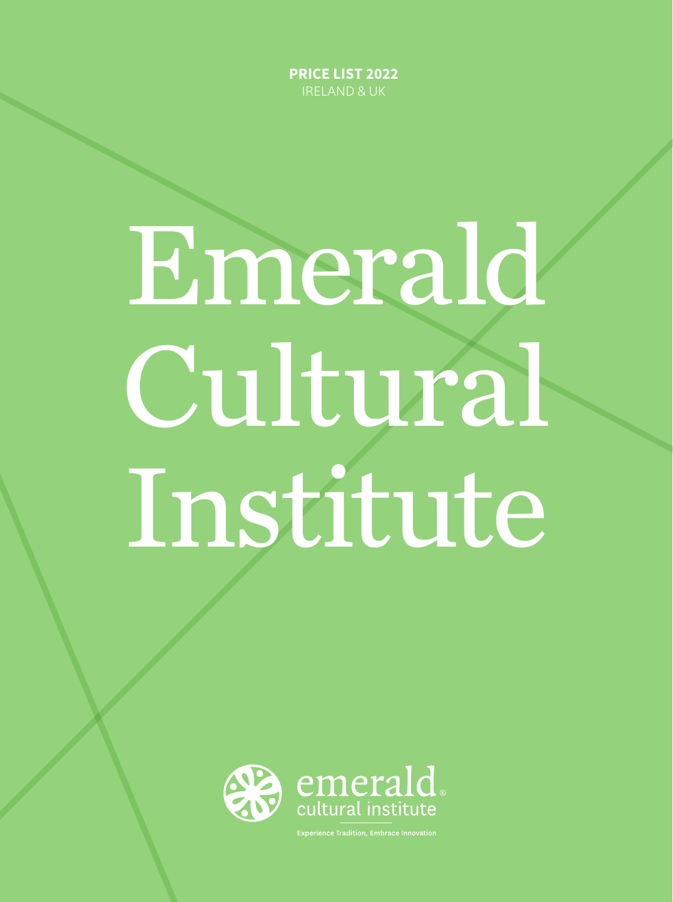**PRICE LIST 2022**
IRELAND & UK

# Emerald Cultural Institute

emerald cultural institute

Experience Tradition, Embrace Innovation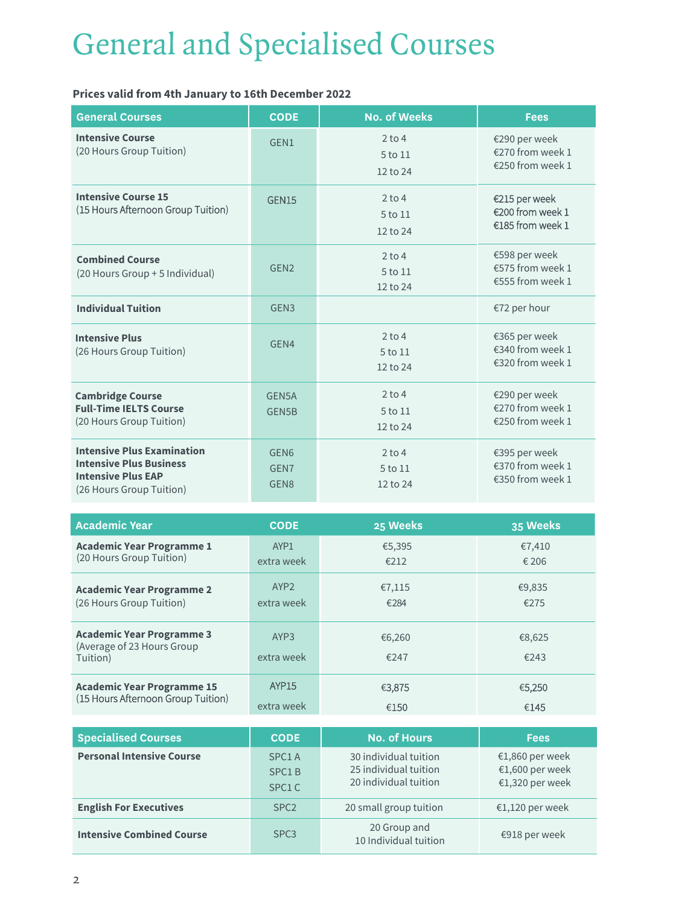# General and Specialised Courses

**Prices valid from 4th January to 16th December 2022**

| General Courses | CODE | No. of Weeks | Fees |
|---|---|---|---|
| **Intensive Course** (20 Hours Group Tuition) | GEN1 | 2 to 4<br>5 to 11<br>12 to 24 | €290 per week<br>€270 from week 1<br>€250 from week 1 |
| **Intensive Course 15** (15 Hours Afternoon Group Tuition) | GEN15 | 2 to 4<br>5 to 11<br>12 to 24 | €215 per week<br>€200 from week 1<br>€185 from week 1 |
| **Combined Course** (20 Hours Group + 5 Individual) | GEN2 | 2 to 4<br>5 to 11<br>12 to 24 | €598 per week<br>€575 from week 1<br>€555 from week 1 |
| **Individual Tuition** | GEN3 | | €72 per hour |
| **Intensive Plus** (26 Hours Group Tuition) | GEN4 | 2 to 4<br>5 to 11<br>12 to 24 | €365 per week<br>€340 from week 1<br>€320 from week 1 |
| **Cambridge Course**<br>**Full-Time IELTS Course** (20 Hours Group Tuition) | GEN5A<br>GEN5B | 2 to 4<br>5 to 11<br>12 to 24 | €290 per week<br>€270 from week 1<br>€250 from week 1 |
| **Intensive Plus Examination**<br>**Intensive Plus Business**<br>**Intensive Plus EAP** (26 Hours Group Tuition) | GEN6<br>GEN7<br>GEN8 | 2 to 4<br>5 to 11<br>12 to 24 | €395 per week<br>€370 from week 1<br>€350 from week 1 |

| Academic Year | CODE | 25 Weeks | 35 Weeks |
|---|---|---|---|
| **Academic Year Programme 1** (20 Hours Group Tuition) | AYP1<br>extra week | €5,395<br>€212 | €7,410<br>€ 206 |
| **Academic Year Programme 2** (26 Hours Group Tuition) | AYP2<br>extra week | €7,115<br>€284 | €9,835<br>€275 |
| **Academic Year Programme 3** (Average of 23 Hours Group Tuition) | AYP3<br>extra week | €6,260<br>€247 | €8,625<br>€243 |
| **Academic Year Programme 15** (15 Hours Afternoon Group Tuition) | AYP15<br>extra week | €3,875<br>€150 | €5,250<br>€145 |

| Specialised Courses | CODE | No. of Hours | Fees |
|---|---|---|---|
| **Personal Intensive Course** | SPC1 A<br>SPC1 B<br>SPC1 C | 30 individual tuition<br>25 individual tuition<br>20 individual tuition | €1,860 per week<br>€1,600 per week<br>€1,320 per week |
| **English For Executives** | SPC2 | 20 small group tuition | €1,120 per week |
| **Intensive Combined Course** | SPC3 | 20 Group and<br>10 Individual tuition | €918 per week |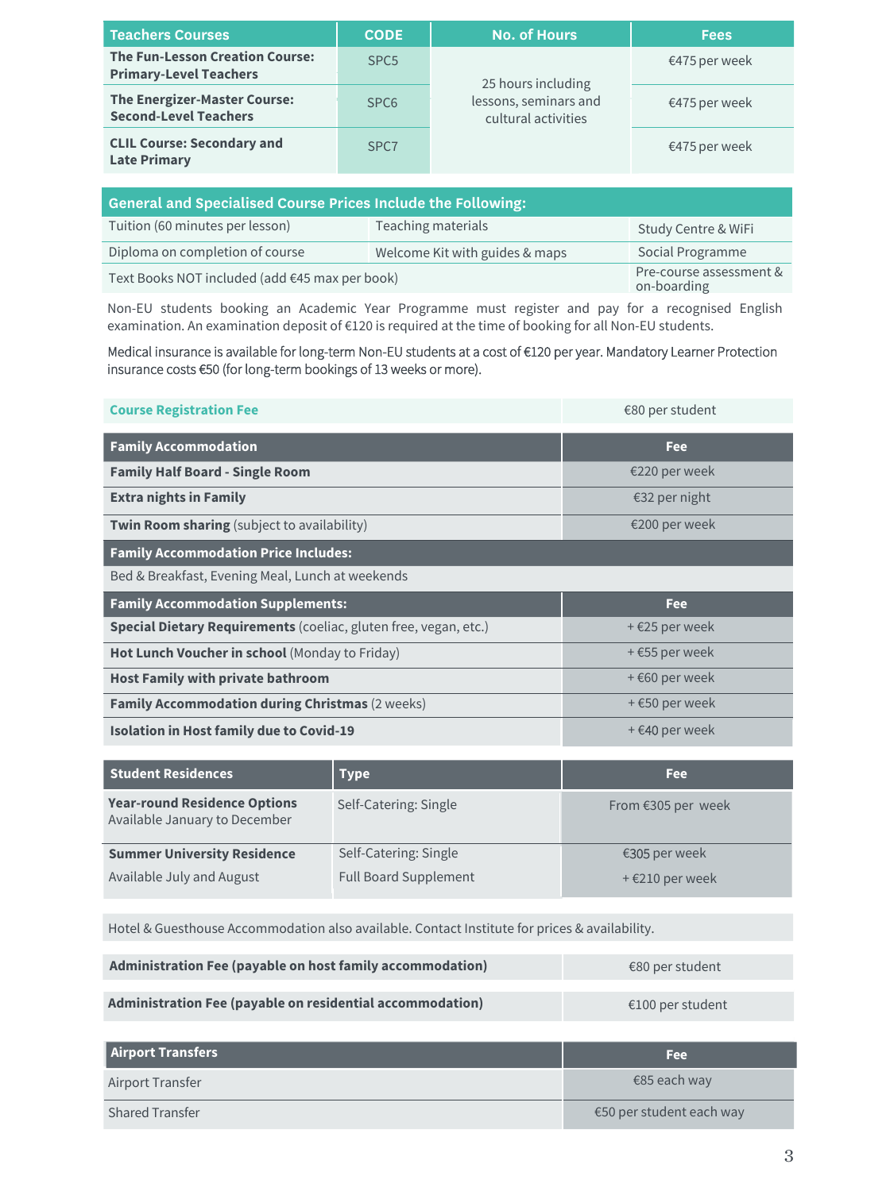| Teachers Courses | CODE | No. of Hours | Fees |
|---|---|---|---|
| **The Fun-Lesson Creation Course: Primary-Level Teachers** | SPC5 | 25 hours including lessons, seminars and cultural activities | €475 per week |
| **The Energizer-Master Course: Second-Level Teachers** | SPC6 | | €475 per week |
| **CLIL Course: Secondary and Late Primary** | SPC7 | | €475 per week |

| General and Specialised Course Prices Include the Following: | | |
|---|---|---|
| Tuition (60 minutes per lesson) | Teaching materials | Study Centre & WiFi |
| Diploma on completion of course | Welcome Kit with guides & maps | Social Programme |
| Text Books NOT included (add €45 max per book) | | Pre-course assessment & on-boarding |

Non-EU students booking an Academic Year Programme must register and pay for a recognised English examination. An examination deposit of €120 is required at the time of booking for all Non-EU students.

Medical insurance is available for long-term Non-EU students at a cost of €120 per year. Mandatory Learner Protection insurance costs €50 (for long-term bookings of 13 weeks or more).

| Course Registration Fee | €80 per student |
|---|---|

| Family Accommodation | Fee |
|---|---|
| **Family Half Board - Single Room** | €220 per week |
| **Extra nights in Family** | €32 per night |
| **Twin Room sharing** (subject to availability) | €200 per week |
| **Family Accommodation Price Includes:** | |
| Bed & Breakfast, Evening Meal, Lunch at weekends | |

| Family Accommodation Supplements: | Fee |
|---|---|
| **Special Dietary Requirements** (coeliac, gluten free, vegan, etc.) | + €25 per week |
| **Hot Lunch Voucher in school** (Monday to Friday) | + €55 per week |
| **Host Family with private bathroom** | + €60 per week |
| **Family Accommodation during Christmas** (2 weeks) | + €50 per week |
| **Isolation in Host family due to Covid-19** | + €40 per week |

| Student Residences | Type | Fee |
|---|---|---|
| **Year-round Residence Options** Available January to December | Self-Catering: Single | From €305 per week |
| **Summer University Residence** Available July and August | Self-Catering: Single | €305 per week |
| | Full Board Supplement | + €210 per week |

Hotel & Guesthouse Accommodation also available. Contact Institute for prices & availability.

| | |
|---|---|
| **Administration Fee (payable on host family accommodation)** | €80 per student |
| **Administration Fee (payable on residential accommodation)** | €100 per student |

| Airport Transfers | Fee |
|---|---|
| Airport Transfer | €85 each way |
| Shared Transfer | €50 per student each way |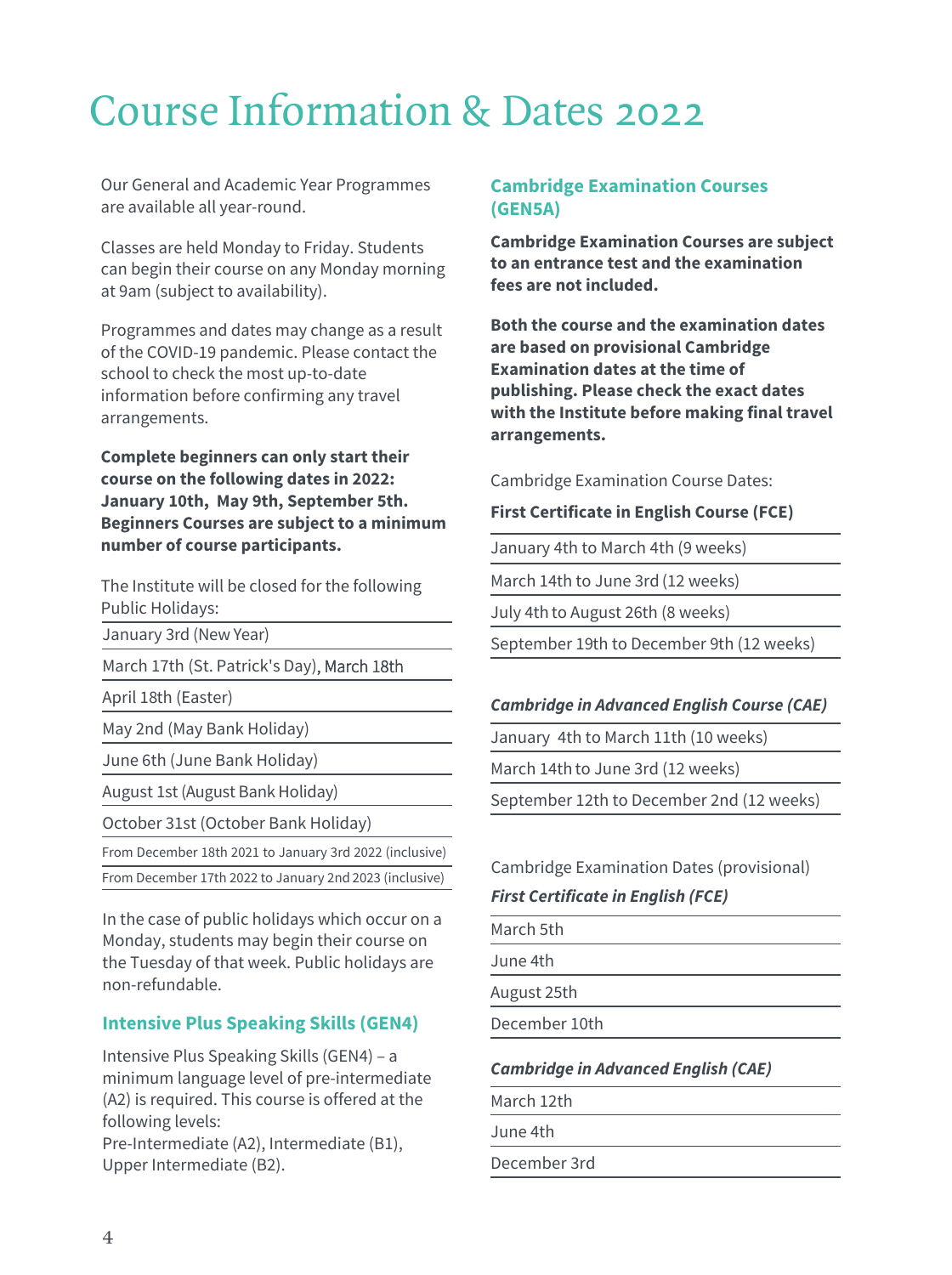# Course Information & Dates 2022

Our General and Academic Year Programmes are available all year-round.

Classes are held Monday to Friday. Students can begin their course on any Monday morning at 9am (subject to availability).

Programmes and dates may change as a result of the COVID-19 pandemic. Please contact the school to check the most up-to-date information before confirming any travel arrangements.

**Complete beginners can only start their course on the following dates in 2022: January 10th, May 9th, September 5th. Beginners Courses are subject to a minimum number of course participants.**

The Institute will be closed for the following Public Holidays:

- January 3rd (New Year)
- March 17th (St. Patrick's Day), March 18th
- April 18th (Easter)
- May 2nd (May Bank Holiday)
- June 6th (June Bank Holiday)
- August 1st (August Bank Holiday)
- October 31st (October Bank Holiday)
- From December 18th 2021 to January 3rd 2022 (inclusive)
- From December 17th 2022 to January 2nd 2023 (inclusive)

In the case of public holidays which occur on a Monday, students may begin their course on the Tuesday of that week. Public holidays are non-refundable.

## Intensive Plus Speaking Skills (GEN4)

Intensive Plus Speaking Skills (GEN4) – a minimum language level of pre-intermediate (A2) is required. This course is offered at the following levels:
Pre-Intermediate (A2), Intermediate (B1), Upper Intermediate (B2).

## Cambridge Examination Courses (GEN5A)

**Cambridge Examination Courses are subject to an entrance test and the examination fees are not included.**

**Both the course and the examination dates are based on provisional Cambridge Examination dates at the time of publishing. Please check the exact dates with the Institute before making final travel arrangements.**

Cambridge Examination Course Dates:

**First Certificate in English Course (FCE)**

- January 4th to March 4th (9 weeks)
- March 14th to June 3rd (12 weeks)
- July 4th to August 26th (8 weeks)
- September 19th to December 9th (12 weeks)

***Cambridge in Advanced English Course (CAE)***

- January 4th to March 11th (10 weeks)
- March 14th to June 3rd (12 weeks)
- September 12th to December 2nd (12 weeks)

Cambridge Examination Dates (provisional)

***First Certificate in English (FCE)***

- March 5th
- June 4th
- August 25th
- December 10th

***Cambridge in Advanced English (CAE)***

- March 12th
- June 4th
- December 3rd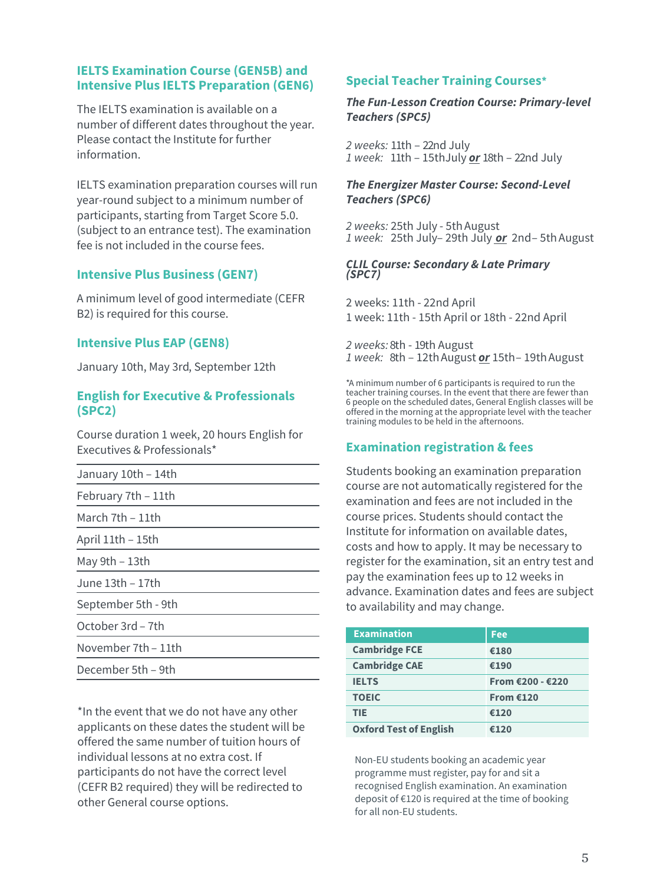## IELTS Examination Course (GEN5B) and Intensive Plus IELTS Preparation (GEN6)

The IELTS examination is available on a number of different dates throughout the year. Please contact the Institute for further information.

IELTS examination preparation courses will run year-round subject to a minimum number of participants, starting from Target Score 5.0. (subject to an entrance test). The examination fee is not included in the course fees.

## Intensive Plus Business (GEN7)

A minimum level of good intermediate (CEFR B2) is required for this course.

## Intensive Plus EAP (GEN8)

January 10th, May 3rd, September 12th

## English for Executive & Professionals (SPC2)

Course duration 1 week, 20 hours English for Executives & Professionals*

| |
|---|
| January 10th – 14th |
| February 7th – 11th |
| March 7th – 11th |
| April 11th – 15th |
| May 9th – 13th |
| June 13th – 17th |
| September 5th - 9th |
| October 3rd – 7th |
| November 7th – 11th |
| December 5th – 9th |

*In the event that we do not have any other applicants on these dates the student will be offered the same number of tuition hours of individual lessons at no extra cost. If participants do not have the correct level (CEFR B2 required) they will be redirected to other General course options.

## Special Teacher Training Courses*

### *The Fun-Lesson Creation Course: Primary-level Teachers (SPC5)*

*2 weeks:* 11th – 22nd July
*1 week:* 11th – 15thJuly ***or*** 18th – 22nd July

### *The Energizer Master Course: Second-Level Teachers (SPC6)*

*2 weeks:* 25th July - 5th August
*1 week:* 25th July– 29th July ***or*** 2nd– 5th August

### *CLIL Course: Secondary & Late Primary (SPC7)*

2 weeks: 11th - 22nd April
1 week: 11th - 15th April or 18th - 22nd April

*2 weeks:* 8th - 19th August
*1 week:* 8th – 12th August ***or*** 15th– 19th August

*A minimum number of 6 participants is required to run the teacher training courses. In the event that there are fewer than 6 people on the scheduled dates, General English classes will be offered in the morning at the appropriate level with the teacher training modules to be held in the afternoons.

## Examination registration & fees

Students booking an examination preparation course are not automatically registered for the examination and fees are not included in the course prices. Students should contact the Institute for information on available dates, costs and how to apply. It may be necessary to register for the examination, sit an entry test and pay the examination fees up to 12 weeks in advance. Examination dates and fees are subject to availability and may change.

| Examination | Fee |
|---|---|
| Cambridge FCE | €180 |
| Cambridge CAE | €190 |
| IELTS | From €200 - €220 |
| TOEIC | From €120 |
| TIE | €120 |
| Oxford Test of English | €120 |

Non-EU students booking an academic year programme must register, pay for and sit a recognised English examination. An examination deposit of €120 is required at the time of booking for all non-EU students.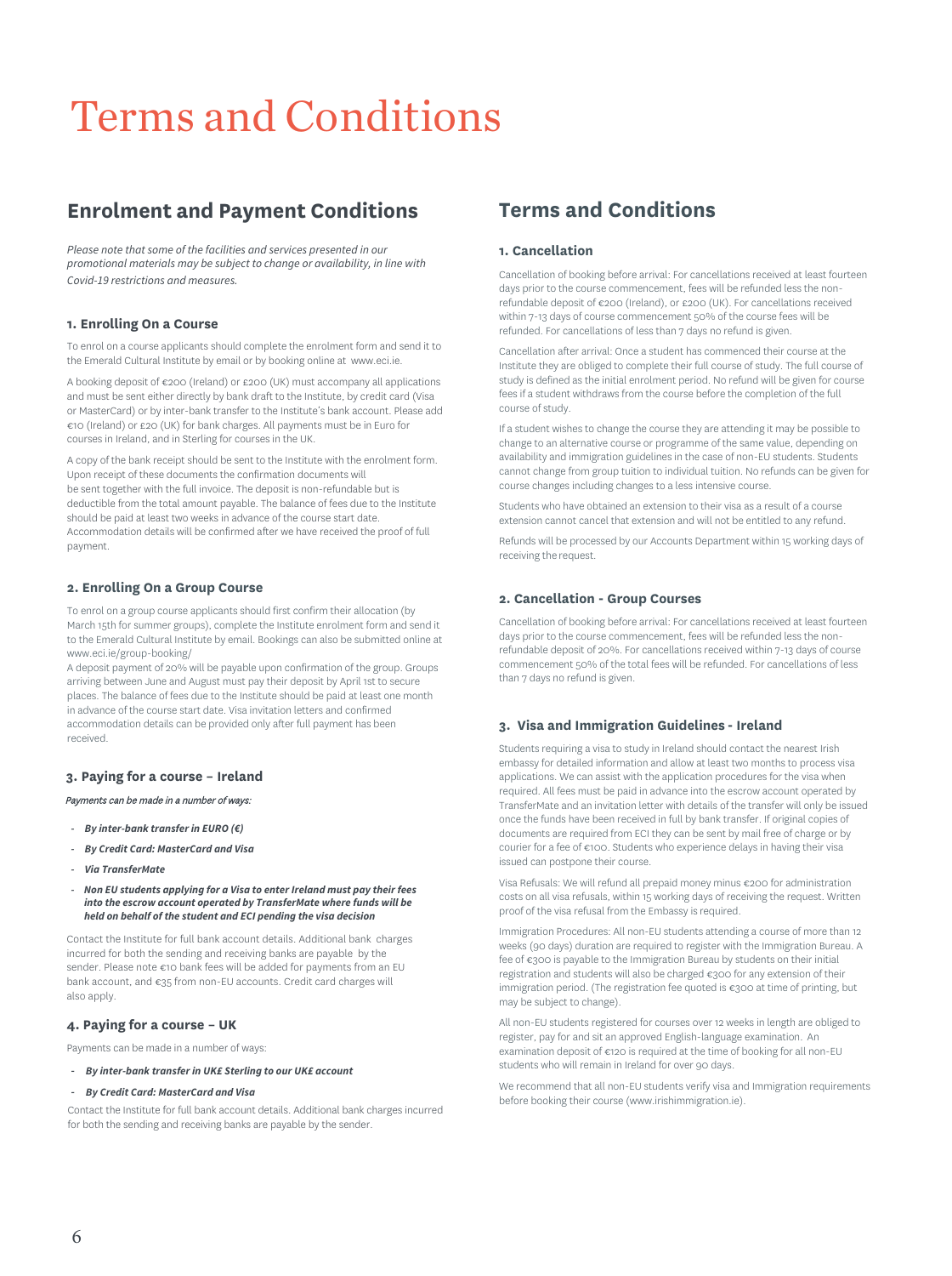# Terms and Conditions

## Enrolment and Payment Conditions

*Please note that some of the facilities and services presented in our promotional materials may be subject to change or availability, in line with Covid-19 restrictions and measures.*

### 1. Enrolling On a Course

To enrol on a course applicants should complete the enrolment form and send it to the Emerald Cultural Institute by email or by booking online at www.eci.ie.

A booking deposit of €200 (Ireland) or £200 (UK) must accompany all applications and must be sent either directly by bank draft to the Institute, by credit card (Visa or MasterCard) or by inter-bank transfer to the Institute's bank account. Please add €10 (Ireland) or £20 (UK) for bank charges. All payments must be in Euro for courses in Ireland, and in Sterling for courses in the UK.

A copy of the bank receipt should be sent to the Institute with the enrolment form. Upon receipt of these documents the confirmation documents will be sent together with the full invoice. The deposit is non-refundable but is deductible from the total amount payable. The balance of fees due to the Institute should be paid at least two weeks in advance of the course start date. Accommodation details will be confirmed after we have received the proof of full payment.

### 2. Enrolling On a Group Course

To enrol on a group course applicants should first confirm their allocation (by March 15th for summer groups), complete the Institute enrolment form and send it to the Emerald Cultural Institute by email. Bookings can also be submitted online at www.eci.ie/group-booking/

A deposit payment of 20% will be payable upon confirmation of the group. Groups arriving between June and August must pay their deposit by April 1st to secure places. The balance of fees due to the Institute should be paid at least one month in advance of the course start date. Visa invitation letters and confirmed accommodation details can be provided only after full payment has been received.

### 3. Paying for a course – Ireland

*Payments can be made in a number of ways:*

- ***By inter-bank transfer in EURO (€)***
- ***By Credit Card: MasterCard and Visa***
- ***Via TransferMate***
- ***Non EU students applying for a Visa to enter Ireland must pay their fees into the escrow account operated by TransferMate where funds will be held on behalf of the student and ECI pending the visa decision***

Contact the Institute for full bank account details. Additional bank charges incurred for both the sending and receiving banks are payable by the sender. Please note €10 bank fees will be added for payments from an EU bank account, and €35 from non-EU accounts. Credit card charges will also apply.

### 4. Paying for a course – UK

Payments can be made in a number of ways:

- ***By inter-bank transfer in UK£ Sterling to our UK£ account***
- ***By Credit Card: MasterCard and Visa***

Contact the Institute for full bank account details. Additional bank charges incurred for both the sending and receiving banks are payable by the sender.

## Terms and Conditions

### 1. Cancellation

Cancellation of booking before arrival: For cancellations received at least fourteen days prior to the course commencement, fees will be refunded less the non-refundable deposit of €200 (Ireland), or £200 (UK). For cancellations received within 7-13 days of course commencement 50% of the course fees will be refunded. For cancellations of less than 7 days no refund is given.

Cancellation after arrival: Once a student has commenced their course at the Institute they are obliged to complete their full course of study. The full course of study is defined as the initial enrolment period. No refund will be given for course fees if a student withdraws from the course before the completion of the full course of study.

If a student wishes to change the course they are attending it may be possible to change to an alternative course or programme of the same value, depending on availability and immigration guidelines in the case of non-EU students. Students cannot change from group tuition to individual tuition. No refunds can be given for course changes including changes to a less intensive course.

Students who have obtained an extension to their visa as a result of a course extension cannot cancel that extension and will not be entitled to any refund.

Refunds will be processed by our Accounts Department within 15 working days of receiving the request.

### 2. Cancellation - Group Courses

Cancellation of booking before arrival: For cancellations received at least fourteen days prior to the course commencement, fees will be refunded less the non-refundable deposit of 20%. For cancellations received within 7-13 days of course commencement 50% of the total fees will be refunded. For cancellations of less than 7 days no refund is given.

### 3. Visa and Immigration Guidelines - Ireland

Students requiring a visa to study in Ireland should contact the nearest Irish embassy for detailed information and allow at least two months to process visa applications. We can assist with the application procedures for the visa when required. All fees must be paid in advance into the escrow account operated by TransferMate and an invitation letter with details of the transfer will only be issued once the funds have been received in full by bank transfer. If original copies of documents are required from ECI they can be sent by mail free of charge or by courier for a fee of €100. Students who experience delays in having their visa issued can postpone their course.

Visa Refusals: We will refund all prepaid money minus €200 for administration costs on all visa refusals, within 15 working days of receiving the request. Written proof of the visa refusal from the Embassy is required.

Immigration Procedures: All non-EU students attending a course of more than 12 weeks (90 days) duration are required to register with the Immigration Bureau. A fee of €300 is payable to the Immigration Bureau by students on their initial registration and students will also be charged €300 for any extension of their immigration period. (The registration fee quoted is €300 at time of printing, but may be subject to change).

All non-EU students registered for courses over 12 weeks in length are obliged to register, pay for and sit an approved English-language examination. An examination deposit of €120 is required at the time of booking for all non-EU students who will remain in Ireland for over 90 days.

We recommend that all non-EU students verify visa and Immigration requirements before booking their course (www.irishimmigration.ie).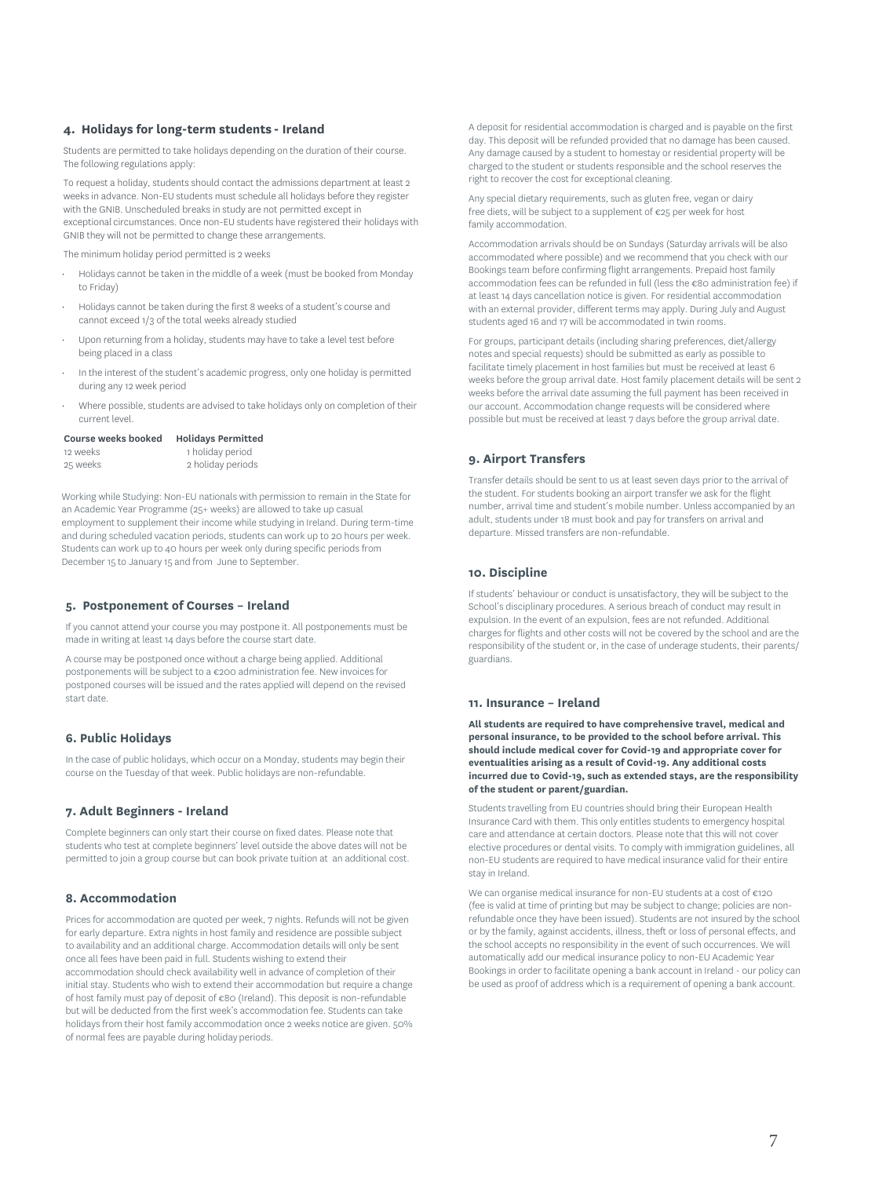## 4. Holidays for long-term students - Ireland

Students are permitted to take holidays depending on the duration of their course. The following regulations apply:

To request a holiday, students should contact the admissions department at least 2 weeks in advance. Non-EU students must schedule all holidays before they register with the GNIB. Unscheduled breaks in study are not permitted except in exceptional circumstances. Once non-EU students have registered their holidays with GNIB they will not be permitted to change these arrangements.

The minimum holiday period permitted is 2 weeks

- Holidays cannot be taken in the middle of a week (must be booked from Monday to Friday)
- Holidays cannot be taken during the first 8 weeks of a student's course and cannot exceed 1/3 of the total weeks already studied
- Upon returning from a holiday, students may have to take a level test before being placed in a class
- In the interest of the student's academic progress, only one holiday is permitted during any 12 week period
- Where possible, students are advised to take holidays only on completion of their current level.

| Course weeks booked | Holidays Permitted |
|---|---|
| 12 weeks | 1 holiday period |
| 25 weeks | 2 holiday periods |

Working while Studying: Non-EU nationals with permission to remain in the State for an Academic Year Programme (25+ weeks) are allowed to take up casual employment to supplement their income while studying in Ireland. During term-time and during scheduled vacation periods, students can work up to 20 hours per week. Students can work up to 40 hours per week only during specific periods from December 15 to January 15 and from June to September.

## 5. Postponement of Courses – Ireland

If you cannot attend your course you may postpone it. All postponements must be made in writing at least 14 days before the course start date.

A course may be postponed once without a charge being applied. Additional postponements will be subject to a €200 administration fee. New invoices for postponed courses will be issued and the rates applied will depend on the revised start date.

## 6. Public Holidays

In the case of public holidays, which occur on a Monday, students may begin their course on the Tuesday of that week. Public holidays are non-refundable.

## 7. Adult Beginners - Ireland

Complete beginners can only start their course on fixed dates. Please note that students who test at complete beginners' level outside the above dates will not be permitted to join a group course but can book private tuition at an additional cost.

## 8. Accommodation

Prices for accommodation are quoted per week, 7 nights. Refunds will not be given for early departure. Extra nights in host family and residence are possible subject to availability and an additional charge. Accommodation details will only be sent once all fees have been paid in full. Students wishing to extend their accommodation should check availability well in advance of completion of their initial stay. Students who wish to extend their accommodation but require a change of host family must pay of deposit of €80 (Ireland). This deposit is non-refundable but will be deducted from the first week's accommodation fee. Students can take holidays from their host family accommodation once 2 weeks notice are given. 50% of normal fees are payable during holiday periods.

A deposit for residential accommodation is charged and is payable on the first day. This deposit will be refunded provided that no damage has been caused. Any damage caused by a student to homestay or residential property will be charged to the student or students responsible and the school reserves the right to recover the cost for exceptional cleaning.

Any special dietary requirements, such as gluten free, vegan or dairy free diets, will be subject to a supplement of €25 per week for host family accommodation.

Accommodation arrivals should be on Sundays (Saturday arrivals will be also accommodated where possible) and we recommend that you check with our Bookings team before confirming flight arrangements. Prepaid host family accommodation fees can be refunded in full (less the €80 administration fee) if at least 14 days cancellation notice is given. For residential accommodation with an external provider, different terms may apply. During July and August students aged 16 and 17 will be accommodated in twin rooms.

For groups, participant details (including sharing preferences, diet/allergy notes and special requests) should be submitted as early as possible to facilitate timely placement in host families but must be received at least 6 weeks before the group arrival date. Host family placement details will be sent 2 weeks before the arrival date assuming the full payment has been received in our account. Accommodation change requests will be considered where possible but must be received at least 7 days before the group arrival date.

## 9. Airport Transfers

Transfer details should be sent to us at least seven days prior to the arrival of the student. For students booking an airport transfer we ask for the flight number, arrival time and student's mobile number. Unless accompanied by an adult, students under 18 must book and pay for transfers on arrival and departure. Missed transfers are non-refundable.

## 10. Discipline

If students' behaviour or conduct is unsatisfactory, they will be subject to the School's disciplinary procedures. A serious breach of conduct may result in expulsion. In the event of an expulsion, fees are not refunded. Additional charges for flights and other costs will not be covered by the school and are the responsibility of the student or, in the case of underage students, their parents/guardians.

## 11. Insurance – Ireland

**All students are required to have comprehensive travel, medical and personal insurance, to be provided to the school before arrival. This should include medical cover for Covid-19 and appropriate cover for eventualities arising as a result of Covid-19. Any additional costs incurred due to Covid-19, such as extended stays, are the responsibility of the student or parent/guardian.**

Students travelling from EU countries should bring their European Health Insurance Card with them. This only entitles students to emergency hospital care and attendance at certain doctors. Please note that this will not cover elective procedures or dental visits. To comply with immigration guidelines, all non-EU students are required to have medical insurance valid for their entire stay in Ireland.

We can organise medical insurance for non-EU students at a cost of €120 (fee is valid at time of printing but may be subject to change; policies are non-refundable once they have been issued). Students are not insured by the school or by the family, against accidents, illness, theft or loss of personal effects, and the school accepts no responsibility in the event of such occurrences. We will automatically add our medical insurance policy to non-EU Academic Year Bookings in order to facilitate opening a bank account in Ireland - our policy can be used as proof of address which is a requirement of opening a bank account.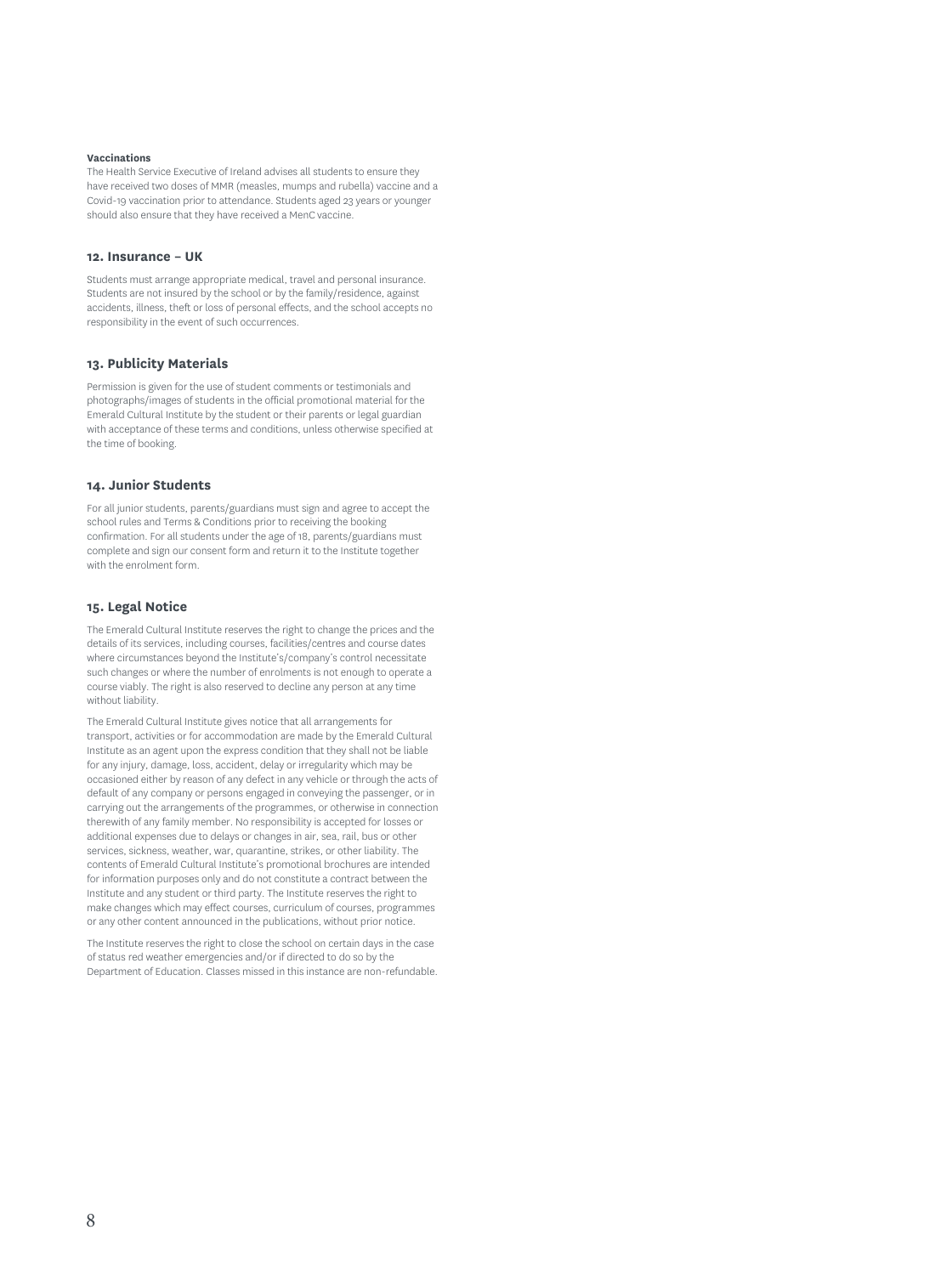**Vaccinations**

The Health Service Executive of Ireland advises all students to ensure they have received two doses of MMR (measles, mumps and rubella) vaccine and a Covid-19 vaccination prior to attendance. Students aged 23 years or younger should also ensure that they have received a MenC vaccine.

## 12. Insurance – UK

Students must arrange appropriate medical, travel and personal insurance. Students are not insured by the school or by the family/residence, against accidents, illness, theft or loss of personal effects, and the school accepts no responsibility in the event of such occurrences.

## 13. Publicity Materials

Permission is given for the use of student comments or testimonials and photographs/images of students in the official promotional material for the Emerald Cultural Institute by the student or their parents or legal guardian with acceptance of these terms and conditions, unless otherwise specified at the time of booking.

## 14. Junior Students

For all junior students, parents/guardians must sign and agree to accept the school rules and Terms & Conditions prior to receiving the booking confirmation. For all students under the age of 18, parents/guardians must complete and sign our consent form and return it to the Institute together with the enrolment form.

## 15. Legal Notice

The Emerald Cultural Institute reserves the right to change the prices and the details of its services, including courses, facilities/centres and course dates where circumstances beyond the Institute's/company's control necessitate such changes or where the number of enrolments is not enough to operate a course viably. The right is also reserved to decline any person at any time without liability.

The Emerald Cultural Institute gives notice that all arrangements for transport, activities or for accommodation are made by the Emerald Cultural Institute as an agent upon the express condition that they shall not be liable for any injury, damage, loss, accident, delay or irregularity which may be occasioned either by reason of any defect in any vehicle or through the acts of default of any company or persons engaged in conveying the passenger, or in carrying out the arrangements of the programmes, or otherwise in connection therewith of any family member. No responsibility is accepted for losses or additional expenses due to delays or changes in air, sea, rail, bus or other services, sickness, weather, war, quarantine, strikes, or other liability. The contents of Emerald Cultural Institute's promotional brochures are intended for information purposes only and do not constitute a contract between the Institute and any student or third party. The Institute reserves the right to make changes which may effect courses, curriculum of courses, programmes or any other content announced in the publications, without prior notice.

The Institute reserves the right to close the school on certain days in the case of status red weather emergencies and/or if directed to do so by the Department of Education. Classes missed in this instance are non-refundable.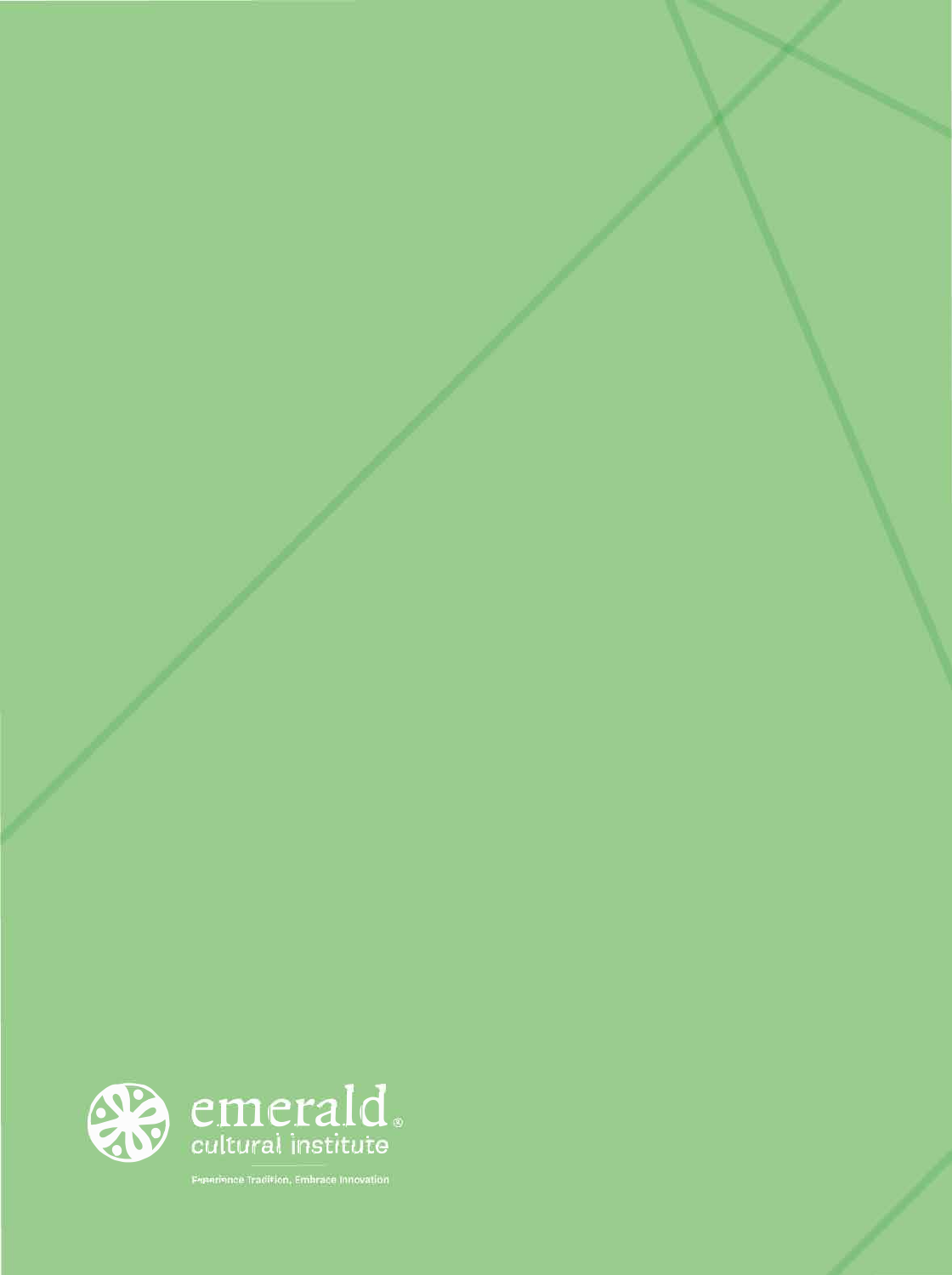emerald®
cultural institute

Experience Tradition, Embrace Innovation